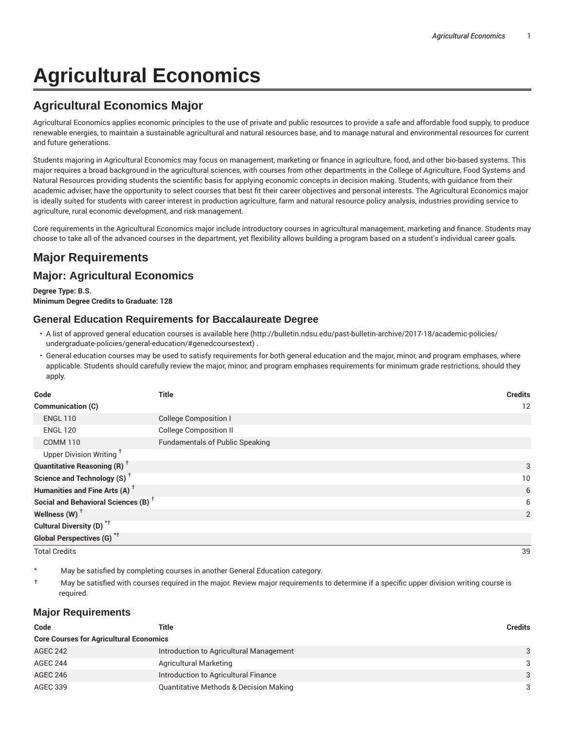# Agricultural Economics

## Agricultural Economics Major

Agricultural Economics applies economic principles to the use of private and public resources to provide a safe and affordable food supply, to produce renewable energies, to maintain a sustainable agricultural and natural resources base, and to manage natural and environmental resources for current and future generations.

Students majoring in Agricultural Economics may focus on management, marketing or finance in agriculture, food, and other bio-based systems. This major requires a broad background in the agricultural sciences, with courses from other departments in the College of Agriculture, Food Systems and Natural Resources providing students the scientific basis for applying economic concepts in decision making. Students, with guidance from their academic adviser, have the opportunity to select courses that best fit their career objectives and personal interests. The Agricultural Economics major is ideally suited for students with career interest in production agriculture, farm and natural resource policy analysis, industries providing service to agriculture, rural economic development, and risk management.

Core requirements in the Agricultural Economics major include introductory courses in agricultural management, marketing and finance. Students may choose to take all of the advanced courses in the department, yet flexibility allows building a program based on a student's individual career goals.

## Major Requirements

## Major: Agricultural Economics

**Degree Type: B.S.**
**Minimum Degree Credits to Graduate: 128**

### General Education Requirements for Baccalaureate Degree

- A list of approved general education courses is available here (http://bulletin.ndsu.edu/past-bulletin-archive/2017-18/academic-policies/undergraduate-policies/general-education/#genedcoursestext) .
- General education courses may be used to satisfy requirements for both general education and the major, minor, and program emphases, where applicable. Students should carefully review the major, minor, and program emphases requirements for minimum grade restrictions, should they apply.

| Code | Title | Credits |
|---|---|---|
| **Communication (C)** | | 12 |
| ENGL 110 | College Composition I | |
| ENGL 120 | College Composition II | |
| COMM 110 | Fundamentals of Public Speaking | |
| Upper Division Writing † | | |
| **Quantitative Reasoning (R) †** | | 3 |
| **Science and Technology (S) †** | | 10 |
| **Humanities and Fine Arts (A) †** | | 6 |
| **Social and Behavioral Sciences (B) †** | | 6 |
| **Wellness (W) †** | | 2 |
| **Cultural Diversity (D) *†** | | |
| **Global Perspectives (G) *†** | | |
| Total Credits | | 39 |

\* May be satisfied by completing courses in another General Education category.

† May be satisfied with courses required in the major. Review major requirements to determine if a specific upper division writing course is required.

### Major Requirements

| Code | Title | Credits |
|---|---|---|
| **Core Courses for Agricultural Economics** | | |
| AGEC 242 | Introduction to Agricultural Management | 3 |
| AGEC 244 | Agricultural Marketing | 3 |
| AGEC 246 | Introduction to Agricultural Finance | 3 |
| AGEC 339 | Quantitative Methods & Decision Making | 3 |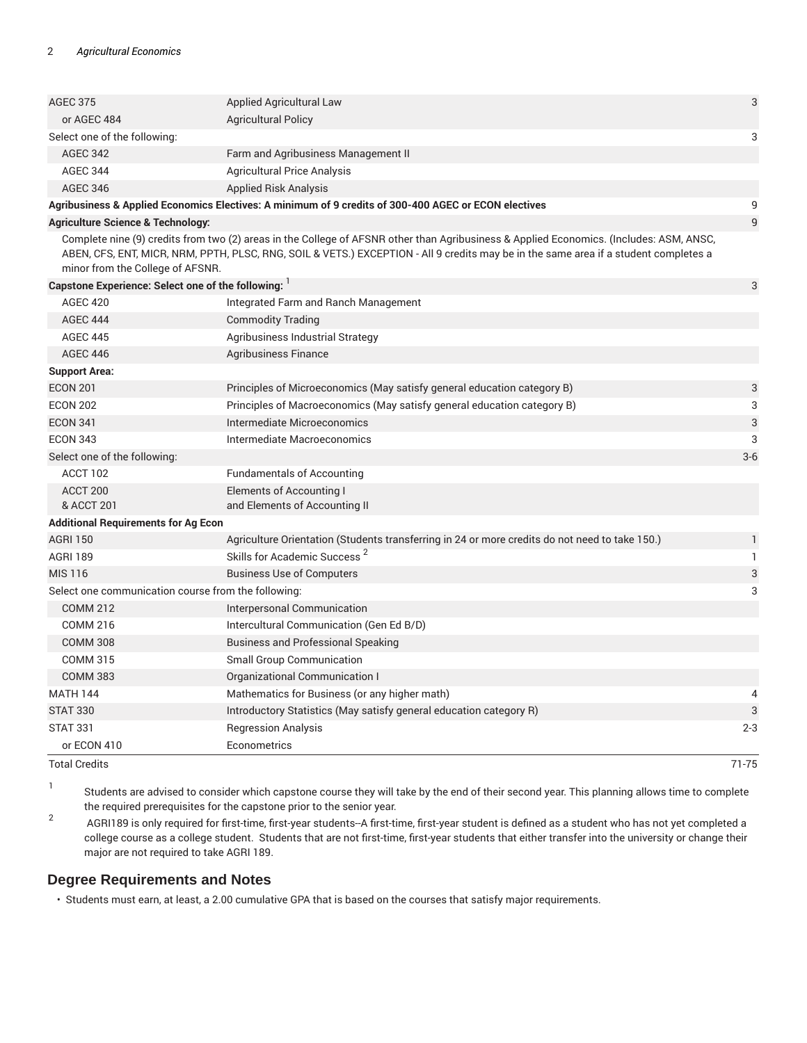| | | |
|---|---|---|
| AGEC 375 | Applied Agricultural Law | 3 |
| or AGEC 484 | Agricultural Policy | |
| Select one of the following: | | 3 |
| AGEC 342 | Farm and Agribusiness Management II | |
| AGEC 344 | Agricultural Price Analysis | |
| AGEC 346 | Applied Risk Analysis | |
| **Agribusiness & Applied Economics Electives: A minimum of 9 credits of 300-400 AGEC or ECON electives** | | 9 |
| **Agriculture Science & Technology:** | | 9 |
| Complete nine (9) credits from two (2) areas in the College of AFSNR other than Agribusiness & Applied Economics. (Includes: ASM, ANSC, ABEN, CFS, ENT, MICR, NRM, PPTH, PLSC, RNG, SOIL & VETS.) EXCEPTION - All 9 credits may be in the same area if a student completes a minor from the College of AFSNR. | | |
| **Capstone Experience: Select one of the following:** [1] | | 3 |
| AGEC 420 | Integrated Farm and Ranch Management | |
| AGEC 444 | Commodity Trading | |
| AGEC 445 | Agribusiness Industrial Strategy | |
| AGEC 446 | Agribusiness Finance | |
| **Support Area:** | | |
| ECON 201 | Principles of Microeconomics (May satisfy general education category B) | 3 |
| ECON 202 | Principles of Macroeconomics (May satisfy general education category B) | 3 |
| ECON 341 | Intermediate Microeconomics | 3 |
| ECON 343 | Intermediate Macroeconomics | 3 |
| Select one of the following: | | 3-6 |
| ACCT 102 | Fundamentals of Accounting | |
| ACCT 200 & ACCT 201 | Elements of Accounting I and Elements of Accounting II | |
| **Additional Requirements for Ag Econ** | | |
| AGRI 150 | Agriculture Orientation (Students transferring in 24 or more credits do not need to take 150.) | 1 |
| AGRI 189 | Skills for Academic Success [2] | 1 |
| MIS 116 | Business Use of Computers | 3 |
| Select one communication course from the following: | | 3 |
| COMM 212 | Interpersonal Communication | |
| COMM 216 | Intercultural Communication (Gen Ed B/D) | |
| COMM 308 | Business and Professional Speaking | |
| COMM 315 | Small Group Communication | |
| COMM 383 | Organizational Communication I | |
| MATH 144 | Mathematics for Business (or any higher math) | 4 |
| STAT 330 | Introductory Statistics (May satisfy general education category R) | 3 |
| STAT 331 | Regression Analysis | 2-3 |
| or ECON 410 | Econometrics | |
| Total Credits | | 71-75 |

1. Students are advised to consider which capstone course they will take by the end of their second year. This planning allows time to complete the required prerequisites for the capstone prior to the senior year.
2. AGRI189 is only required for first-time, first-year students--A first-time, first-year student is defined as a student who has not yet completed a college course as a college student. Students that are not first-time, first-year students that either transfer into the university or change their major are not required to take AGRI 189.

## Degree Requirements and Notes

- Students must earn, at least, a 2.00 cumulative GPA that is based on the courses that satisfy major requirements.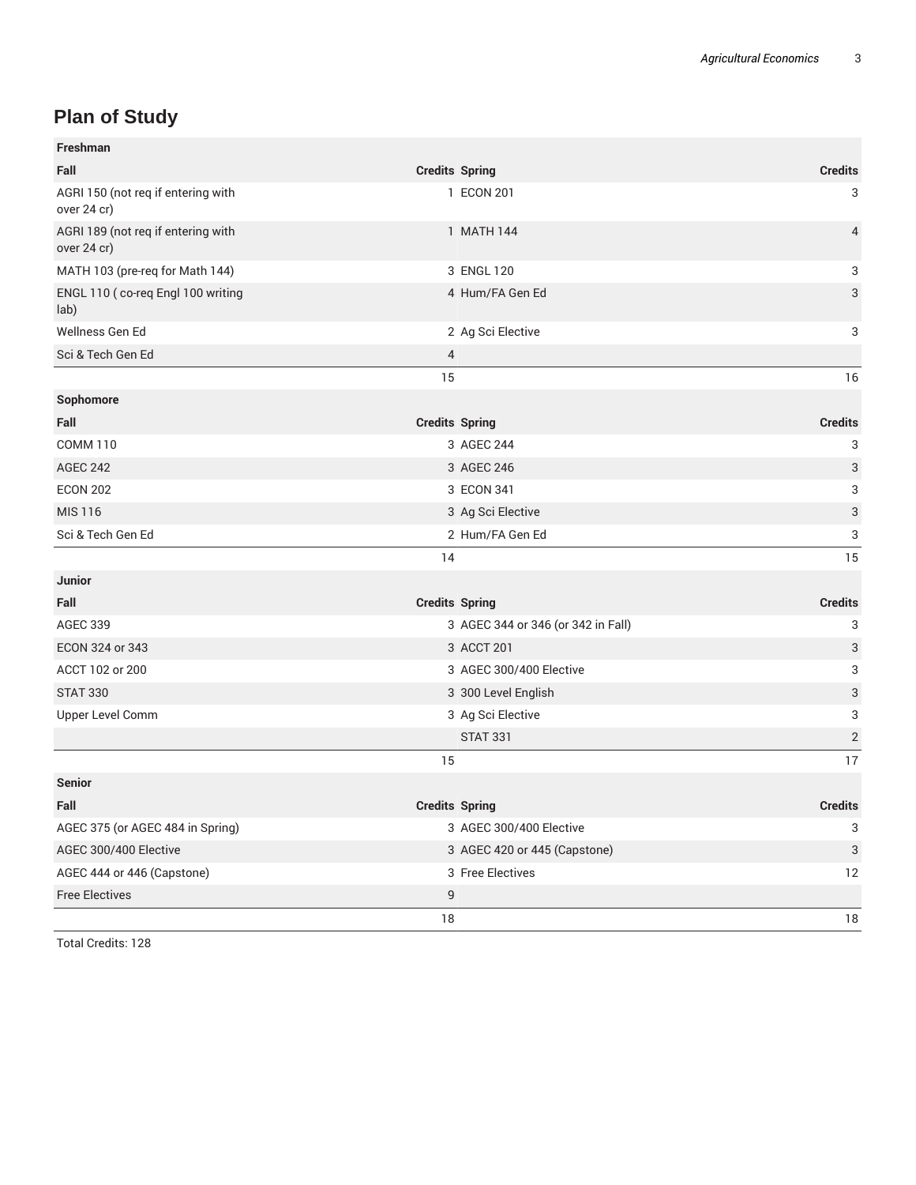## Plan of Study

| Freshman | | | |
|---|---|---|---|
| Fall | Credits | Spring | Credits |
| AGRI 150 (not req if entering with over 24 cr) | 1 | ECON 201 | 3 |
| AGRI 189 (not req if entering with over 24 cr) | 1 | MATH 144 | 4 |
| MATH 103 (pre-req for Math 144) | 3 | ENGL 120 | 3 |
| ENGL 110 ( co-req Engl 100 writing lab) | 4 | Hum/FA Gen Ed | 3 |
| Wellness Gen Ed | 2 | Ag Sci Elective | 3 |
| Sci & Tech Gen Ed | 4 | | |
| | 15 | | 16 |
| **Sophomore** | | | |
| Fall | Credits | Spring | Credits |
| COMM 110 | 3 | AGEC 244 | 3 |
| AGEC 242 | 3 | AGEC 246 | 3 |
| ECON 202 | 3 | ECON 341 | 3 |
| MIS 116 | 3 | Ag Sci Elective | 3 |
| Sci & Tech Gen Ed | 2 | Hum/FA Gen Ed | 3 |
| | 14 | | 15 |
| **Junior** | | | |
| Fall | Credits | Spring | Credits |
| AGEC 339 | 3 | AGEC 344 or 346 (or 342 in Fall) | 3 |
| ECON 324 or 343 | 3 | ACCT 201 | 3 |
| ACCT 102 or 200 | 3 | AGEC 300/400 Elective | 3 |
| STAT 330 | 3 | 300 Level English | 3 |
| Upper Level Comm | 3 | Ag Sci Elective | 3 |
| | | STAT 331 | 2 |
| | 15 | | 17 |
| **Senior** | | | |
| Fall | Credits | Spring | Credits |
| AGEC 375 (or AGEC 484 in Spring) | 3 | AGEC 300/400 Elective | 3 |
| AGEC 300/400 Elective | 3 | AGEC 420 or 445 (Capstone) | 3 |
| AGEC 444 or 446 (Capstone) | 3 | Free Electives | 12 |
| Free Electives | 9 | | |
| | 18 | | 18 |

Total Credits: 128